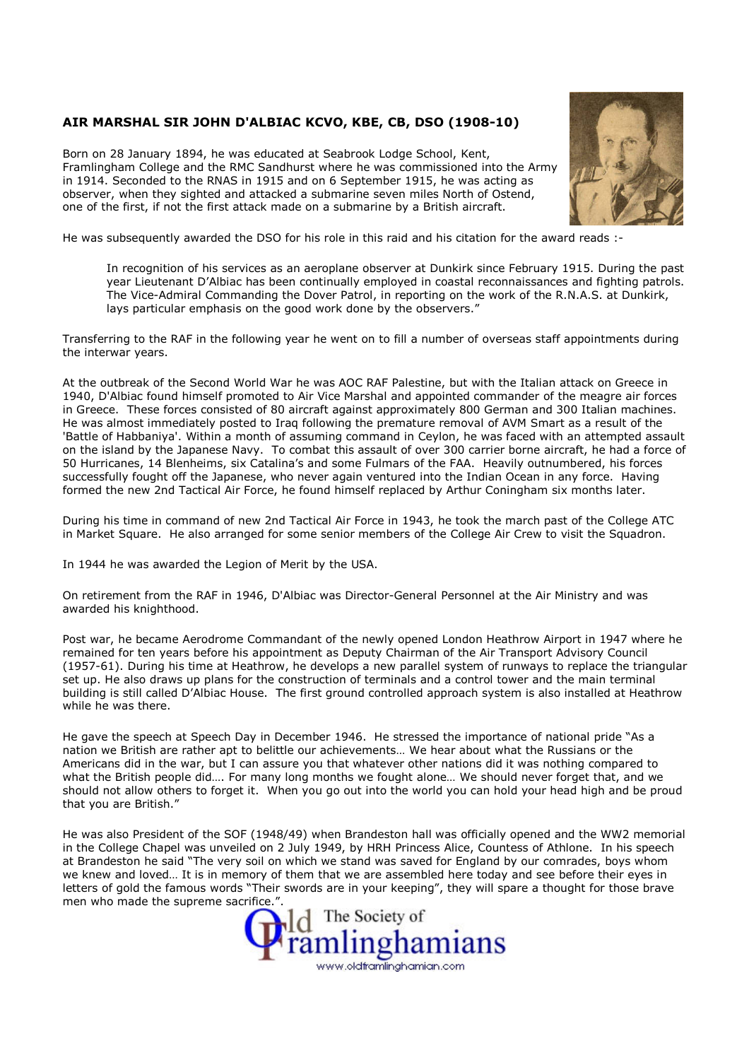## AIR MARSHAL SIR JOHN D'ALBIAC KCVO, KBE, CB, DSO (1908-10)

Born on 28 January 1894, he was educated at Seabrook Lodge School, Kent, Framlingham College and the RMC Sandhurst where he was commissioned into the Army in 1914. Seconded to the RNAS in 1915 and on 6 September 1915, he was acting as observer, when they sighted and attacked a submarine seven miles North of Ostend, one of the first, if not the first attack made on a submarine by a British aircraft.

He was subsequently awarded the DSO for his role in this raid and his citation for the award reads :-

> In recognition of his services as an aeroplane observer at Dunkirk since February 1915. During the past year Lieutenant D'Albiac has been continually employed in coastal reconnaissances and fighting patrols. The Vice-Admiral Commanding the Dover Patrol, in reporting on the work of the R.N.A.S. at Dunkirk, lays particular emphasis on the good work done by the observers."

Transferring to the RAF in the following year he went on to fill a number of overseas staff appointments during the interwar years.

At the outbreak of the Second World War he was AOC RAF Palestine, but with the Italian attack on Greece in 1940, D'Albiac found himself promoted to Air Vice Marshal and appointed commander of the meagre air forces in Greece. These forces consisted of 80 aircraft against approximately 800 German and 300 Italian machines. He was almost immediately posted to Iraq following the premature removal of AVM Smart as a result of the 'Battle of Habbaniya'. Within a month of assuming command in Ceylon, he was faced with an attempted assault on the island by the Japanese Navy. To combat this assault of over 300 carrier borne aircraft, he had a force of 50 Hurricanes, 14 Blenheims, six Catalina's and some Fulmars of the FAA. Heavily outnumbered, his forces successfully fought off the Japanese, who never again ventured into the Indian Ocean in any force. Having formed the new 2nd Tactical Air Force, he found himself replaced by Arthur Coningham six months later.

During his time in command of new 2nd Tactical Air Force in 1943, he took the march past of the College ATC in Market Square. He also arranged for some senior members of the College Air Crew to visit the Squadron.

In 1944 he was awarded the Legion of Merit by the USA.

On retirement from the RAF in 1946, D'Albiac was Director-General Personnel at the Air Ministry and was awarded his knighthood.

Post war, he became Aerodrome Commandant of the newly opened London Heathrow Airport in 1947 where he remained for ten years before his appointment as Deputy Chairman of the Air Transport Advisory Council (1957-61). During his time at Heathrow, he develops a new parallel system of runways to replace the triangular set up. He also draws up plans for the construction of terminals and a control tower and the main terminal building is still called D'Albiac House. The first ground controlled approach system is also installed at Heathrow while he was there.

He gave the speech at Speech Day in December 1946. He stressed the importance of national pride "As a nation we British are rather apt to belittle our achievements… We hear about what the Russians or the Americans did in the war, but I can assure you that whatever other nations did it was nothing compared to what the British people did…. For many long months we fought alone… We should never forget that, and we should not allow others to forget it. When you go out into the world you can hold your head high and be proud that you are British."

He was also President of the SOF (1948/49) when Brandeston hall was officially opened and the WW2 memorial in the College Chapel was unveiled on 2 July 1949, by HRH Princess Alice, Countess of Athlone. In his speech at Brandeston he said "The very soil on which we stand was saved for England by our comrades, boys whom we knew and loved… It is in memory of them that we are assembled here today and see before their eyes in letters of gold the famous words "Their swords are in your keeping", they will spare a thought for those brave men who made the supreme sacrifice.".

The Society of Old Framlinghamians
www.oldframlinghamian.com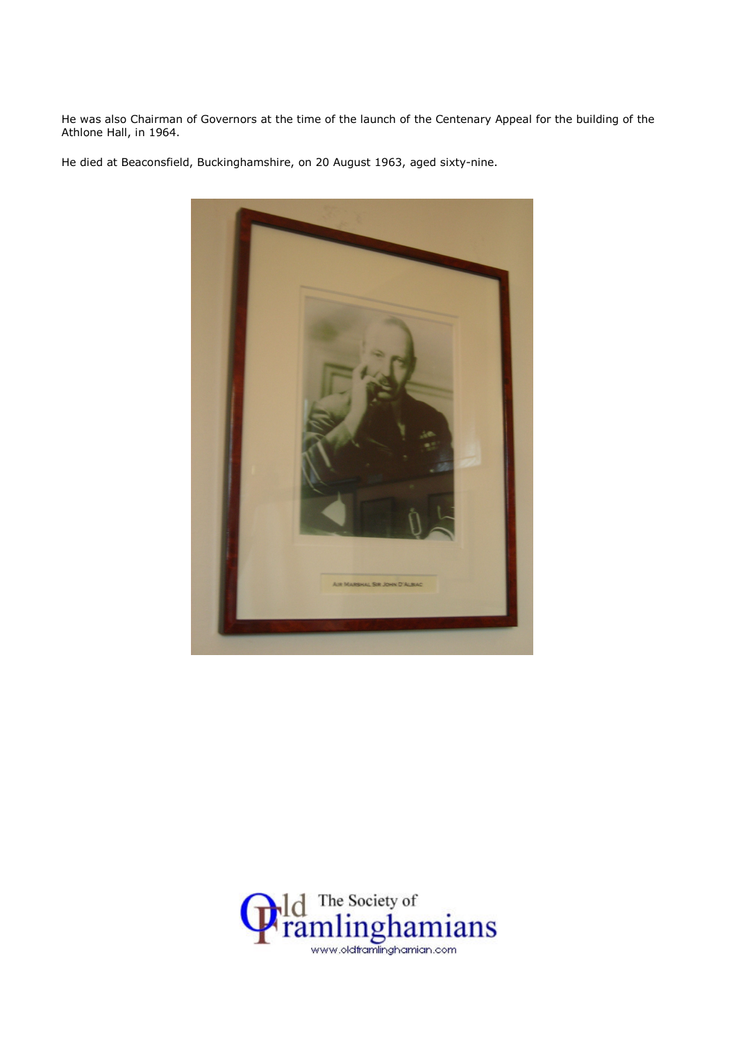He was also Chairman of Governors at the time of the launch of the Centenary Appeal for the building of the Athlone Hall, in 1964.

He died at Beaconsfield, Buckinghamshire, on 20 August 1963, aged sixty-nine.